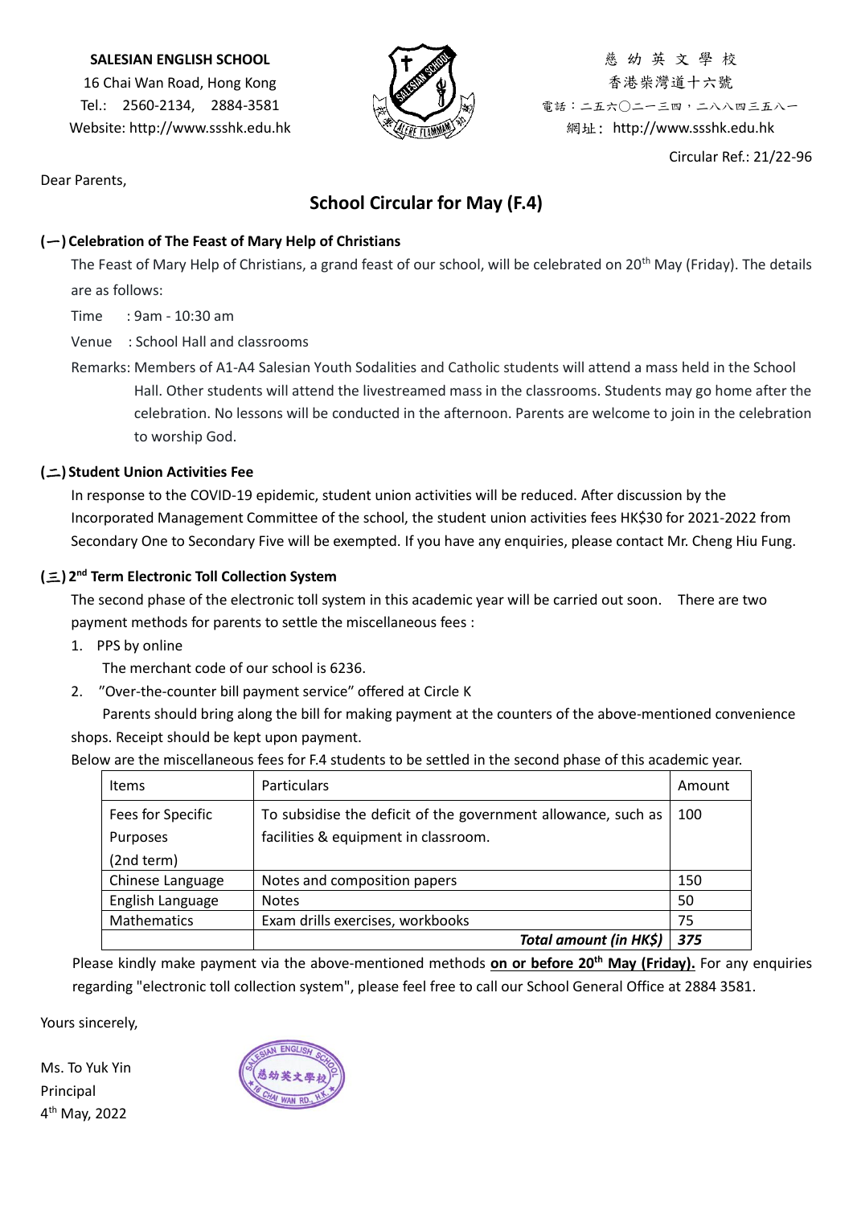**SALESIAN ENGLISH SCHOOL**
16 Chai Wan Road, Hong Kong
Tel.: 2560-2134, 2884-3581
Website: http://www.ssshk.edu.hk

慈 幼 英 文 學 校
香港柴灣道十六號
電話：二五六〇二一三四，二八八四三五八一
網址：http://www.ssshk.edu.hk

Circular Ref.: 21/22-96

Dear Parents,

# School Circular for May (F.4)

## (一) Celebration of The Feast of Mary Help of Christians

The Feast of Mary Help of Christians, a grand feast of our school, will be celebrated on 20th May (Friday). The details are as follows:

Time : 9am - 10:30 am

Venue : School Hall and classrooms

Remarks: Members of A1-A4 Salesian Youth Sodalities and Catholic students will attend a mass held in the School Hall. Other students will attend the livestreamed mass in the classrooms. Students may go home after the celebration. No lessons will be conducted in the afternoon. Parents are welcome to join in the celebration to worship God.

## (二) Student Union Activities Fee

In response to the COVID-19 epidemic, student union activities will be reduced. After discussion by the Incorporated Management Committee of the school, the student union activities fees HK$30 for 2021-2022 from Secondary One to Secondary Five will be exempted. If you have any enquiries, please contact Mr. Cheng Hiu Fung.

## (三) 2nd Term Electronic Toll Collection System

The second phase of the electronic toll system in this academic year will be carried out soon. There are two payment methods for parents to settle the miscellaneous fees :

1. PPS by online
   The merchant code of our school is 6236.
2. "Over-the-counter bill payment service" offered at Circle K
   Parents should bring along the bill for making payment at the counters of the above-mentioned convenience shops. Receipt should be kept upon payment.

Below are the miscellaneous fees for F.4 students to be settled in the second phase of this academic year.

| Items | Particulars | Amount |
|---|---|---|
| Fees for Specific Purposes (2nd term) | To subsidise the deficit of the government allowance, such as facilities & equipment in classroom. | 100 |
| Chinese Language | Notes and composition papers | 150 |
| English Language | Notes | 50 |
| Mathematics | Exam drills exercises, workbooks | 75 |
| | ***Total amount (in HK$)*** | ***375*** |

Please kindly make payment via the above-mentioned methods **on or before 20th May (Friday).** For any enquiries regarding "electronic toll collection system", please feel free to call our School General Office at 2884 3581.

Yours sincerely,

Ms. To Yuk Yin
Principal
4th May, 2022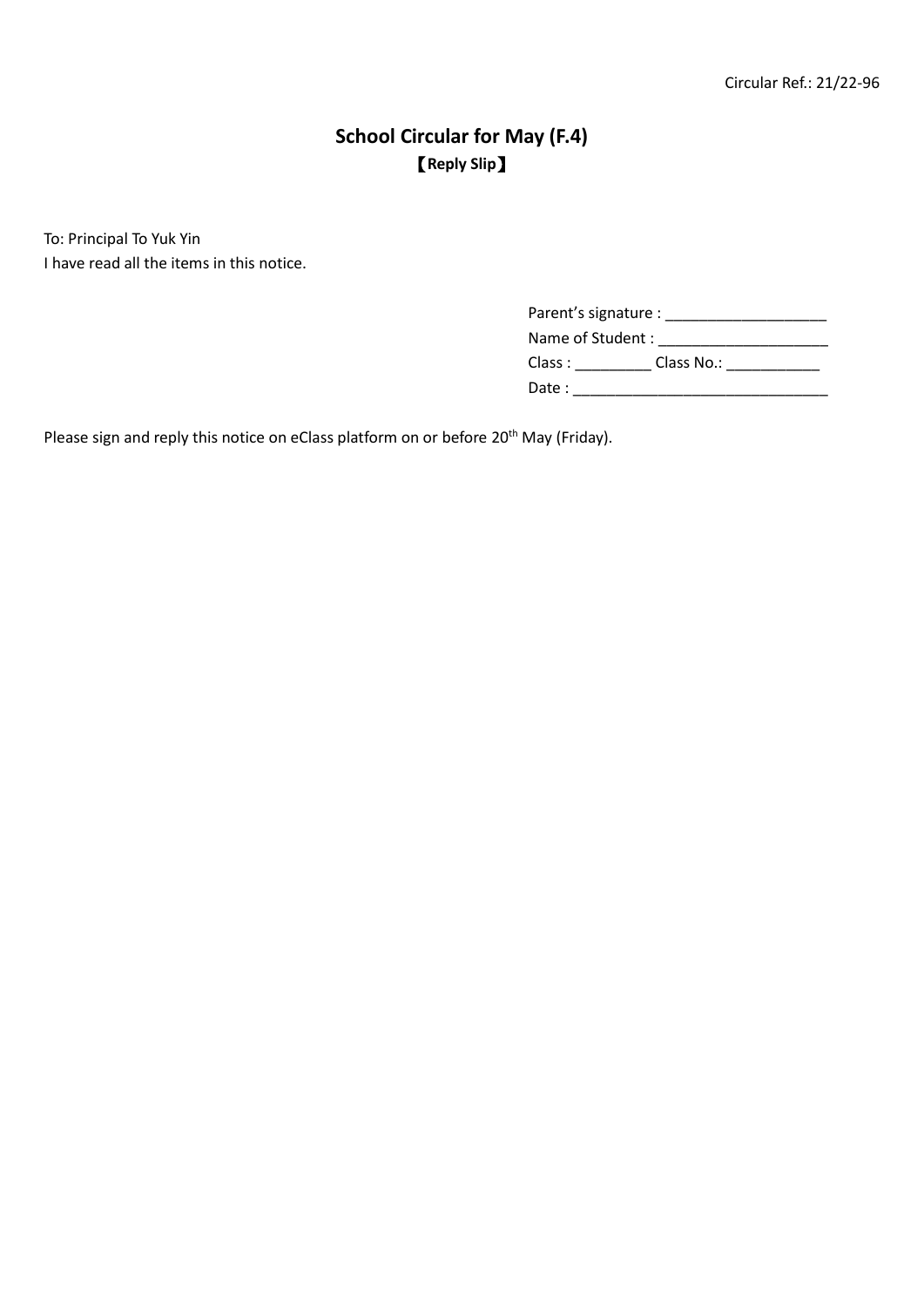Circular Ref.: 21/22-96

# School Circular for May (F.4)

**【Reply Slip】**

To: Principal To Yuk Yin

I have read all the items in this notice.

Parent's signature : ___________________

Name of Student : ____________________

Class : _________ Class No.: ___________

Date : ______________________________

Please sign and reply this notice on eClass platform on or before 20th May (Friday).